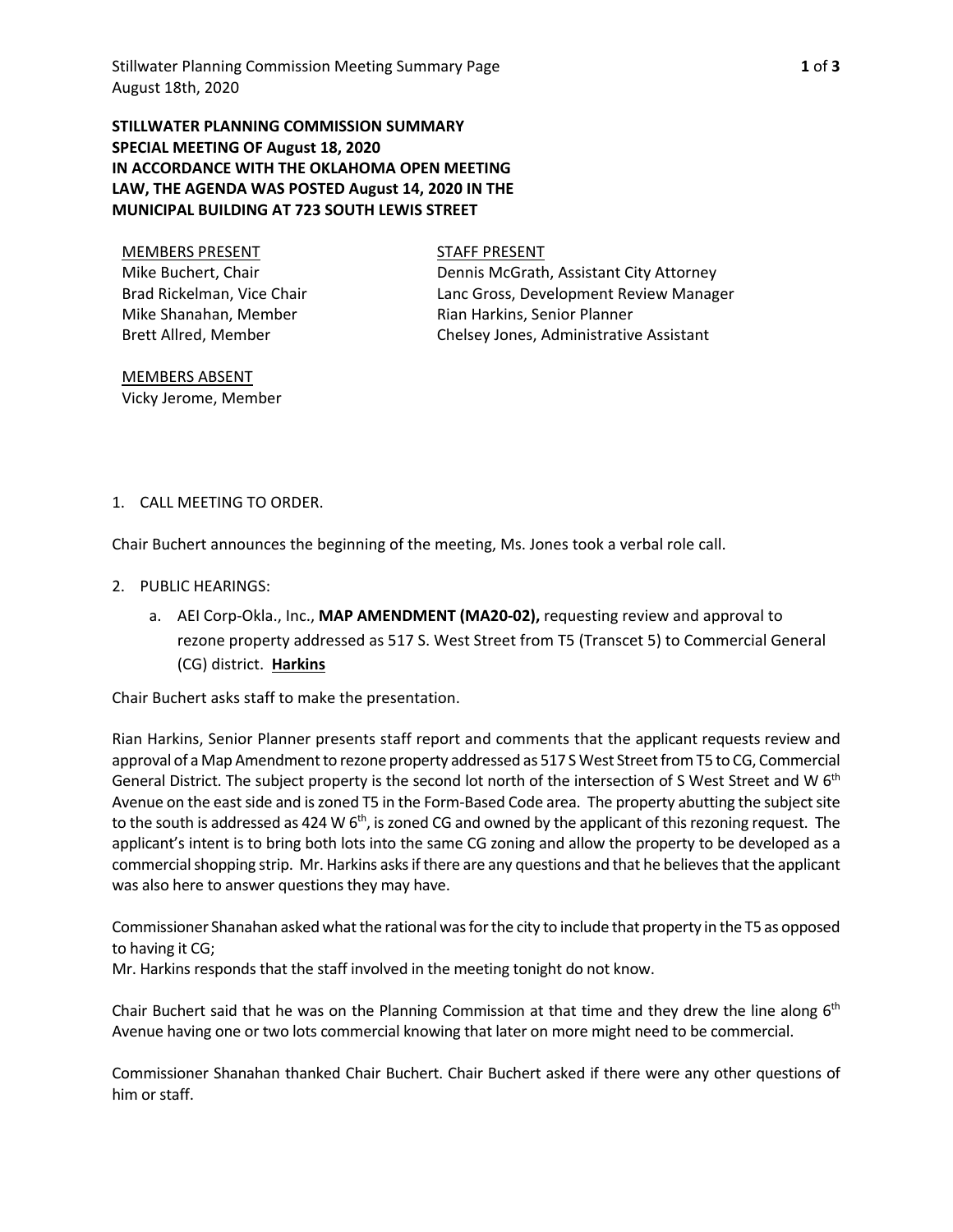**STILLWATER PLANNING COMMISSION SUMMARY**
**SPECIAL MEETING OF August 18, 2020**
**IN ACCORDANCE WITH THE OKLAHOMA OPEN MEETING LAW, THE AGENDA WAS POSTED August 14, 2020 IN THE MUNICIPAL BUILDING AT 723 SOUTH LEWIS STREET**

MEMBERS PRESENT
Mike Buchert, Chair
Brad Rickelman, Vice Chair
Mike Shanahan, Member
Brett Allred, Member

STAFF PRESENT
Dennis McGrath, Assistant City Attorney
Lanc Gross, Development Review Manager
Rian Harkins, Senior Planner
Chelsey Jones, Administrative Assistant

MEMBERS ABSENT
Vicky Jerome, Member

1. CALL MEETING TO ORDER.

Chair Buchert announces the beginning of the meeting, Ms. Jones took a verbal role call.

2. PUBLIC HEARINGS:

   a. AEI Corp-Okla., Inc., **MAP AMENDMENT (MA20-02),** requesting review and approval to rezone property addressed as 517 S. West Street from T5 (Transcet 5) to Commercial General (CG) district. **Harkins**

Chair Buchert asks staff to make the presentation.

Rian Harkins, Senior Planner presents staff report and comments that the applicant requests review and approval of a Map Amendment to rezone property addressed as 517 S West Street from T5 to CG, Commercial General District. The subject property is the second lot north of the intersection of S West Street and W 6th Avenue on the east side and is zoned T5 in the Form-Based Code area. The property abutting the subject site to the south is addressed as 424 W 6th, is zoned CG and owned by the applicant of this rezoning request. The applicant's intent is to bring both lots into the same CG zoning and allow the property to be developed as a commercial shopping strip. Mr. Harkins asks if there are any questions and that he believes that the applicant was also here to answer questions they may have.

Commissioner Shanahan asked what the rational was for the city to include that property in the T5 as opposed to having it CG;
Mr. Harkins responds that the staff involved in the meeting tonight do not know.

Chair Buchert said that he was on the Planning Commission at that time and they drew the line along 6th Avenue having one or two lots commercial knowing that later on more might need to be commercial.

Commissioner Shanahan thanked Chair Buchert. Chair Buchert asked if there were any other questions of him or staff.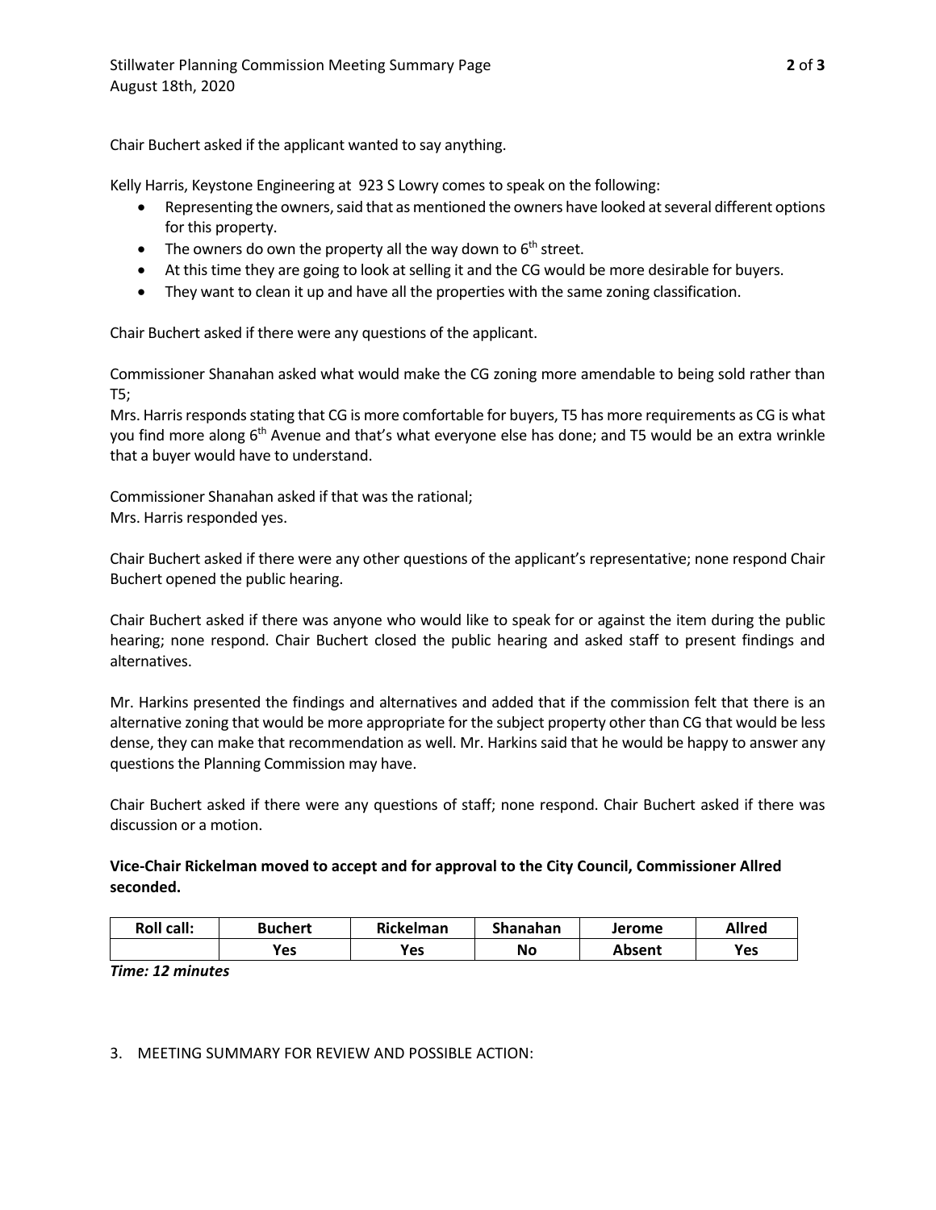Chair Buchert asked if the applicant wanted to say anything.

Kelly Harris, Keystone Engineering at 923 S Lowry comes to speak on the following:

- Representing the owners, said that as mentioned the owners have looked at several different options for this property.
- The owners do own the property all the way down to 6th street.
- At this time they are going to look at selling it and the CG would be more desirable for buyers.
- They want to clean it up and have all the properties with the same zoning classification.

Chair Buchert asked if there were any questions of the applicant.

Commissioner Shanahan asked what would make the CG zoning more amendable to being sold rather than T5;
Mrs. Harris responds stating that CG is more comfortable for buyers, T5 has more requirements as CG is what you find more along 6th Avenue and that's what everyone else has done; and T5 would be an extra wrinkle that a buyer would have to understand.

Commissioner Shanahan asked if that was the rational;
Mrs. Harris responded yes.

Chair Buchert asked if there were any other questions of the applicant's representative; none respond Chair Buchert opened the public hearing.

Chair Buchert asked if there was anyone who would like to speak for or against the item during the public hearing; none respond. Chair Buchert closed the public hearing and asked staff to present findings and alternatives.

Mr. Harkins presented the findings and alternatives and added that if the commission felt that there is an alternative zoning that would be more appropriate for the subject property other than CG that would be less dense, they can make that recommendation as well. Mr. Harkins said that he would be happy to answer any questions the Planning Commission may have.

Chair Buchert asked if there were any questions of staff; none respond. Chair Buchert asked if there was discussion or a motion.

**Vice-Chair Rickelman moved to accept and for approval to the City Council, Commissioner Allred seconded.**

| Roll call: | Buchert | Rickelman | Shanahan | Jerome | Allred |
|---|---|---|---|---|---|
| | Yes | Yes | No | Absent | Yes |

***Time: 12 minutes***

3. MEETING SUMMARY FOR REVIEW AND POSSIBLE ACTION: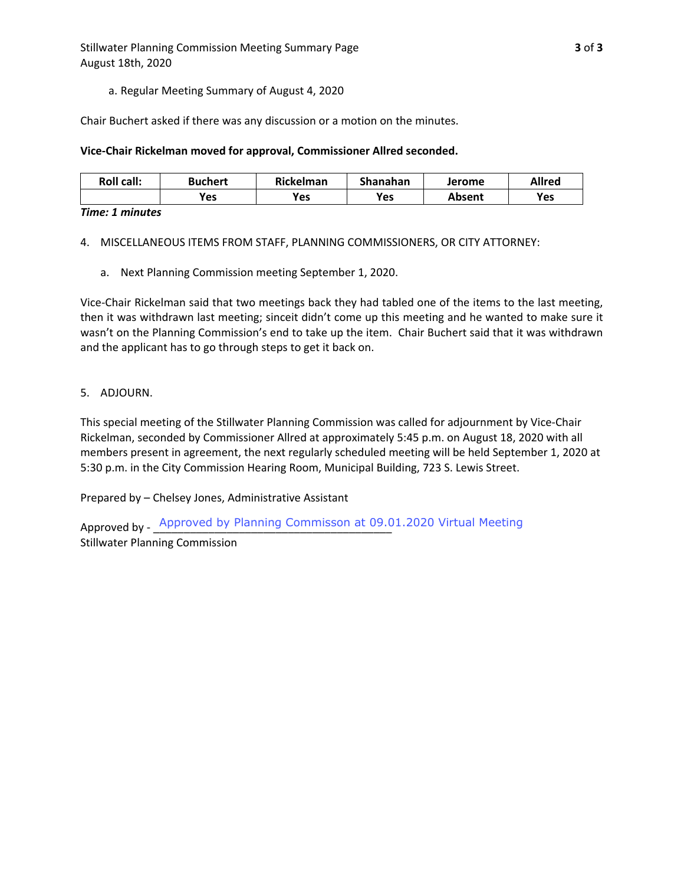a. Regular Meeting Summary of August 4, 2020

Chair Buchert asked if there was any discussion or a motion on the minutes.

**Vice-Chair Rickelman moved for approval, Commissioner Allred seconded.**

| Roll call: | Buchert | Rickelman | Shanahan | Jerome | Allred |
|---|---|---|---|---|---|
| | Yes | Yes | Yes | Absent | Yes |

***Time: 1 minutes***

4. MISCELLANEOUS ITEMS FROM STAFF, PLANNING COMMISSIONERS, OR CITY ATTORNEY:

   a. Next Planning Commission meeting September 1, 2020.

Vice-Chair Rickelman said that two meetings back they had tabled one of the items to the last meeting, then it was withdrawn last meeting; sinceit didn't come up this meeting and he wanted to make sure it wasn't on the Planning Commission's end to take up the item. Chair Buchert said that it was withdrawn and the applicant has to go through steps to get it back on.

5. ADJOURN.

This special meeting of the Stillwater Planning Commission was called for adjournment by Vice-Chair Rickelman, seconded by Commissioner Allred at approximately 5:45 p.m. on August 18, 2020 with all members present in agreement, the next regularly scheduled meeting will be held September 1, 2020 at 5:30 p.m. in the City Commission Hearing Room, Municipal Building, 723 S. Lewis Street.

Prepared by – Chelsey Jones, Administrative Assistant

Approved by - Approved by Planning Commisson at 09.01.2020 Virtual Meeting
Stillwater Planning Commission